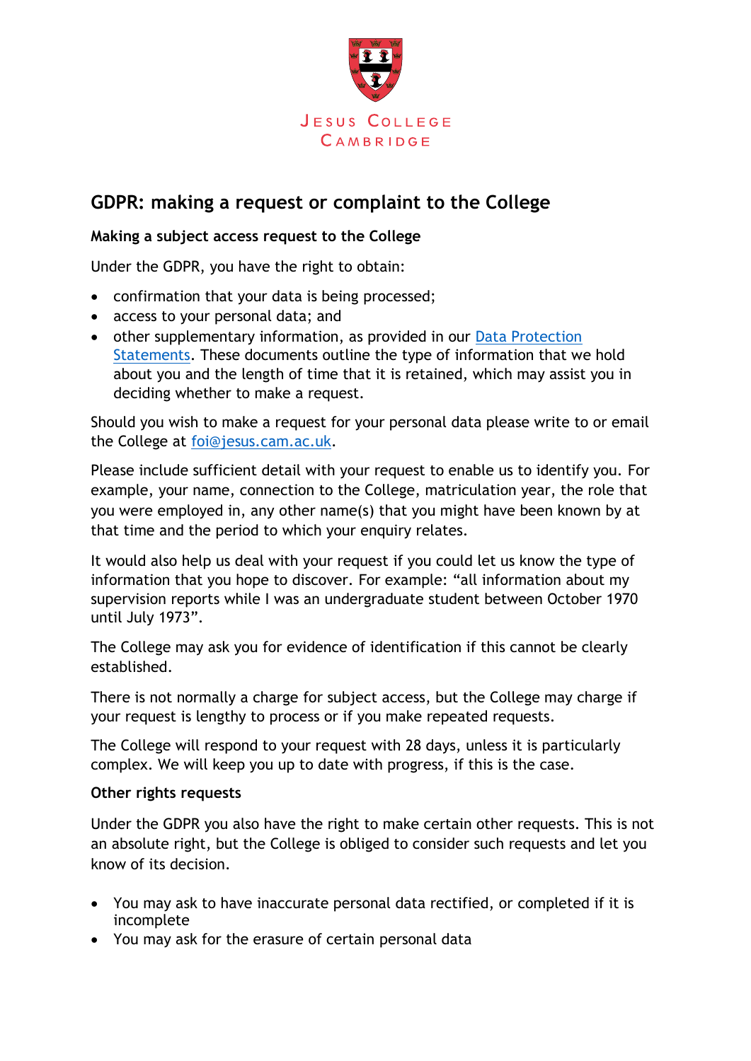Jesus College Cambridge

# GDPR: making a request or complaint to the College

**Making a subject access request to the College**

Under the GDPR, you have the right to obtain:

- confirmation that your data is being processed;
- access to your personal data; and
- other supplementary information, as provided in our [Data Protection Statements](). These documents outline the type of information that we hold about you and the length of time that it is retained, which may assist you in deciding whether to make a request.

Should you wish to make a request for your personal data please write to or email the College at [foi@jesus.cam.ac.uk](mailto:foi@jesus.cam.ac.uk).

Please include sufficient detail with your request to enable us to identify you. For example, your name, connection to the College, matriculation year, the role that you were employed in, any other name(s) that you might have been known by at that time and the period to which your enquiry relates.

It would also help us deal with your request if you could let us know the type of information that you hope to discover. For example: "all information about my supervision reports while I was an undergraduate student between October 1970 until July 1973".

The College may ask you for evidence of identification if this cannot be clearly established.

There is not normally a charge for subject access, but the College may charge if your request is lengthy to process or if you make repeated requests.

The College will respond to your request with 28 days, unless it is particularly complex. We will keep you up to date with progress, if this is the case.

**Other rights requests**

Under the GDPR you also have the right to make certain other requests. This is not an absolute right, but the College is obliged to consider such requests and let you know of its decision.

- You may ask to have inaccurate personal data rectified, or completed if it is incomplete
- You may ask for the erasure of certain personal data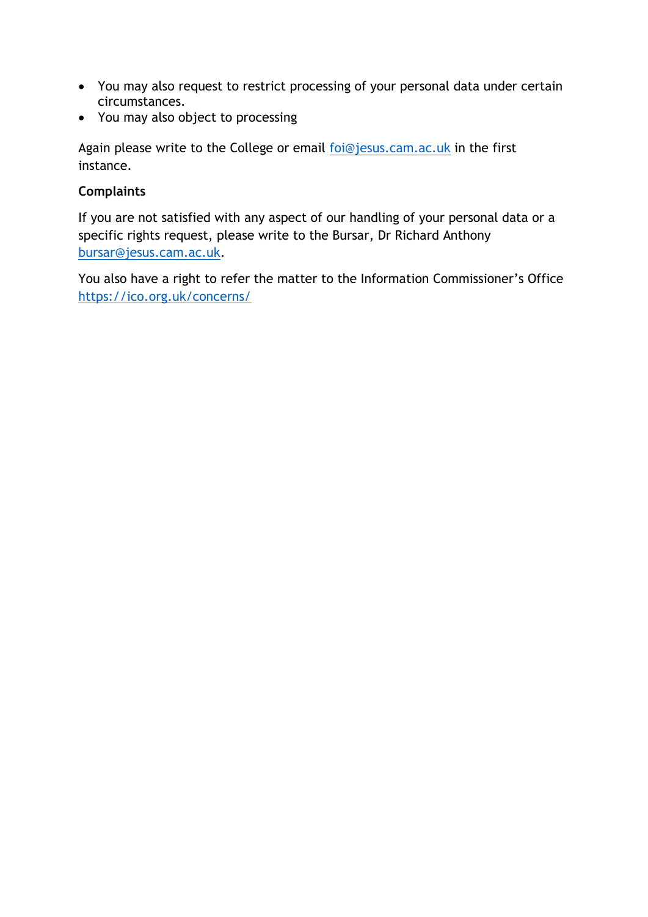- You may also request to restrict processing of your personal data under certain circumstances.
- You may also object to processing

Again please write to the College or email foi@jesus.cam.ac.uk in the first instance.

**Complaints**

If you are not satisfied with any aspect of our handling of your personal data or a specific rights request, please write to the Bursar, Dr Richard Anthony bursar@jesus.cam.ac.uk.

You also have a right to refer the matter to the Information Commissioner's Office https://ico.org.uk/concerns/